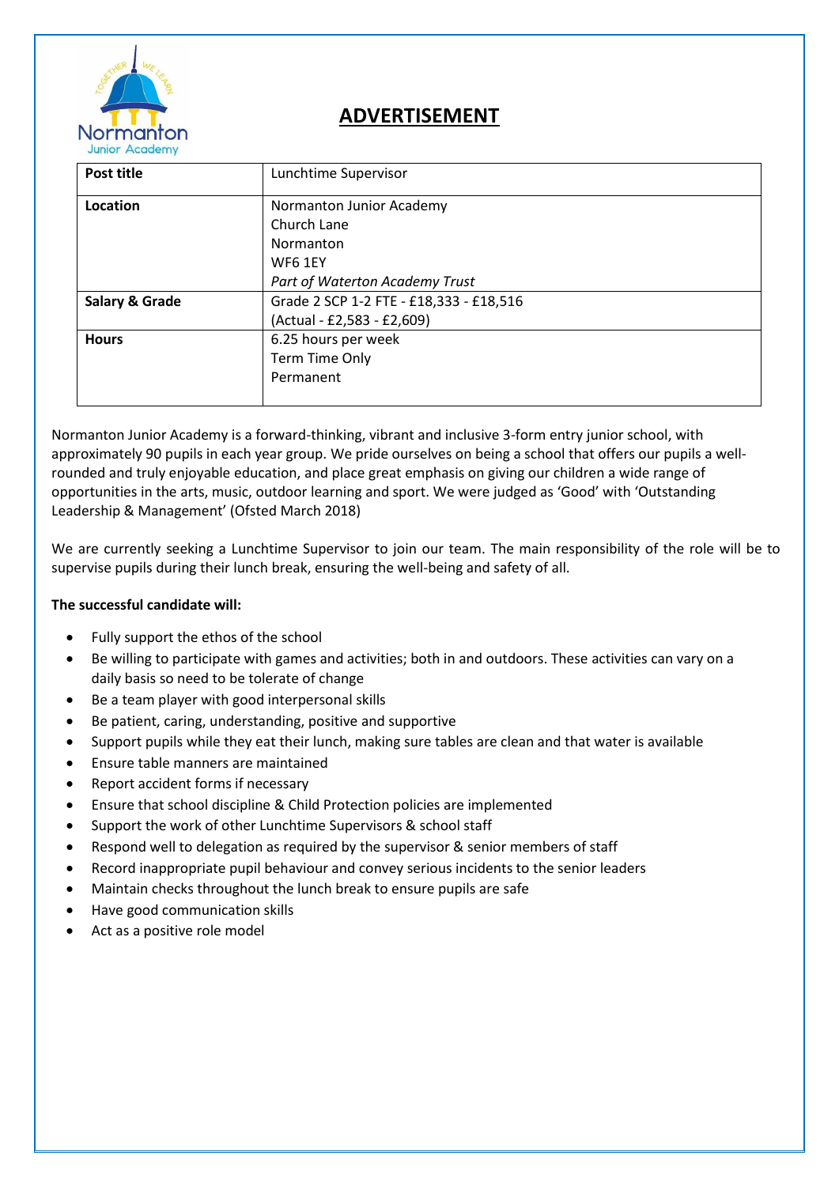# ADVERTISEMENT

| **Post title** | Lunchtime Supervisor |
|---|---|
| **Location** | Normanton Junior Academy<br>Church Lane<br>Normanton<br>WF6 1EY<br>*Part of Waterton Academy Trust* |
| **Salary & Grade** | Grade 2 SCP 1-2 FTE - £18,333 - £18,516<br>(Actual - £2,583 - £2,609) |
| **Hours** | 6.25 hours per week<br>Term Time Only<br>Permanent |

Normanton Junior Academy is a forward-thinking, vibrant and inclusive 3-form entry junior school, with approximately 90 pupils in each year group. We pride ourselves on being a school that offers our pupils a well-rounded and truly enjoyable education, and place great emphasis on giving our children a wide range of opportunities in the arts, music, outdoor learning and sport. We were judged as 'Good' with 'Outstanding Leadership & Management' (Ofsted March 2018)

We are currently seeking a Lunchtime Supervisor to join our team. The main responsibility of the role will be to supervise pupils during their lunch break, ensuring the well-being and safety of all.

**The successful candidate will:**

- Fully support the ethos of the school
- Be willing to participate with games and activities; both in and outdoors. These activities can vary on a daily basis so need to be tolerate of change
- Be a team player with good interpersonal skills
- Be patient, caring, understanding, positive and supportive
- Support pupils while they eat their lunch, making sure tables are clean and that water is available
- Ensure table manners are maintained
- Report accident forms if necessary
- Ensure that school discipline & Child Protection policies are implemented
- Support the work of other Lunchtime Supervisors & school staff
- Respond well to delegation as required by the supervisor & senior members of staff
- Record inappropriate pupil behaviour and convey serious incidents to the senior leaders
- Maintain checks throughout the lunch break to ensure pupils are safe
- Have good communication skills
- Act as a positive role model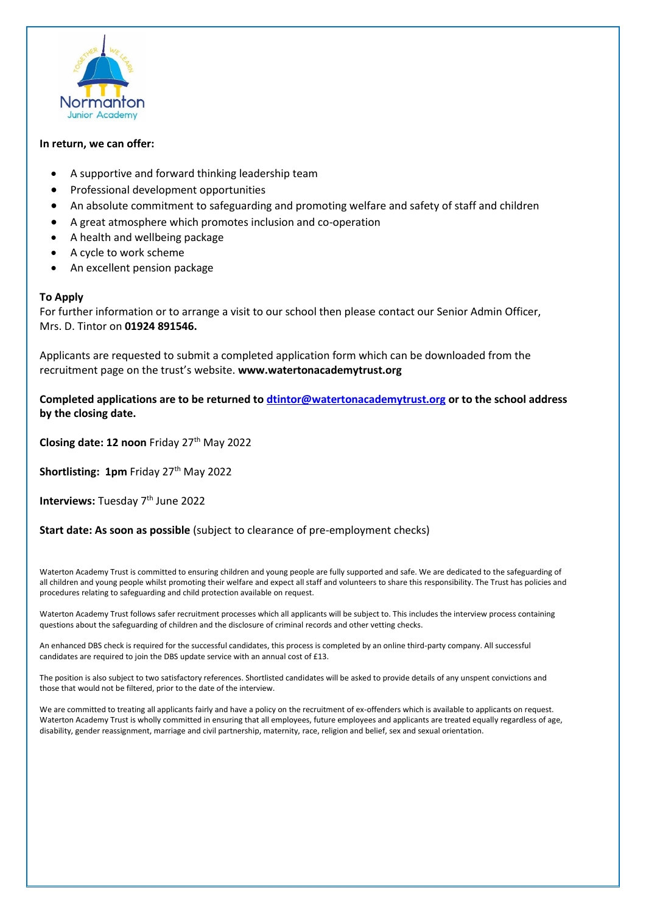**In return, we can offer:**

- A supportive and forward thinking leadership team
- Professional development opportunities
- An absolute commitment to safeguarding and promoting welfare and safety of staff and children
- A great atmosphere which promotes inclusion and co-operation
- A health and wellbeing package
- A cycle to work scheme
- An excellent pension package

**To Apply**

For further information or to arrange a visit to our school then please contact our Senior Admin Officer, Mrs. D. Tintor on **01924 891546.**

Applicants are requested to submit a completed application form which can be downloaded from the recruitment page on the trust's website. **www.watertonacademytrust.org**

**Completed applications are to be returned to dtintor@watertonacademytrust.org or to the school address by the closing date.**

**Closing date: 12 noon** Friday 27th May 2022

**Shortlisting: 1pm** Friday 27th May 2022

**Interviews:** Tuesday 7th June 2022

**Start date: As soon as possible** (subject to clearance of pre-employment checks)

Waterton Academy Trust is committed to ensuring children and young people are fully supported and safe. We are dedicated to the safeguarding of all children and young people whilst promoting their welfare and expect all staff and volunteers to share this responsibility. The Trust has policies and procedures relating to safeguarding and child protection available on request.

Waterton Academy Trust follows safer recruitment processes which all applicants will be subject to. This includes the interview process containing questions about the safeguarding of children and the disclosure of criminal records and other vetting checks.

An enhanced DBS check is required for the successful candidates, this process is completed by an online third-party company. All successful candidates are required to join the DBS update service with an annual cost of £13.

The position is also subject to two satisfactory references. Shortlisted candidates will be asked to provide details of any unspent convictions and those that would not be filtered, prior to the date of the interview.

We are committed to treating all applicants fairly and have a policy on the recruitment of ex-offenders which is available to applicants on request. Waterton Academy Trust is wholly committed in ensuring that all employees, future employees and applicants are treated equally regardless of age, disability, gender reassignment, marriage and civil partnership, maternity, race, religion and belief, sex and sexual orientation.